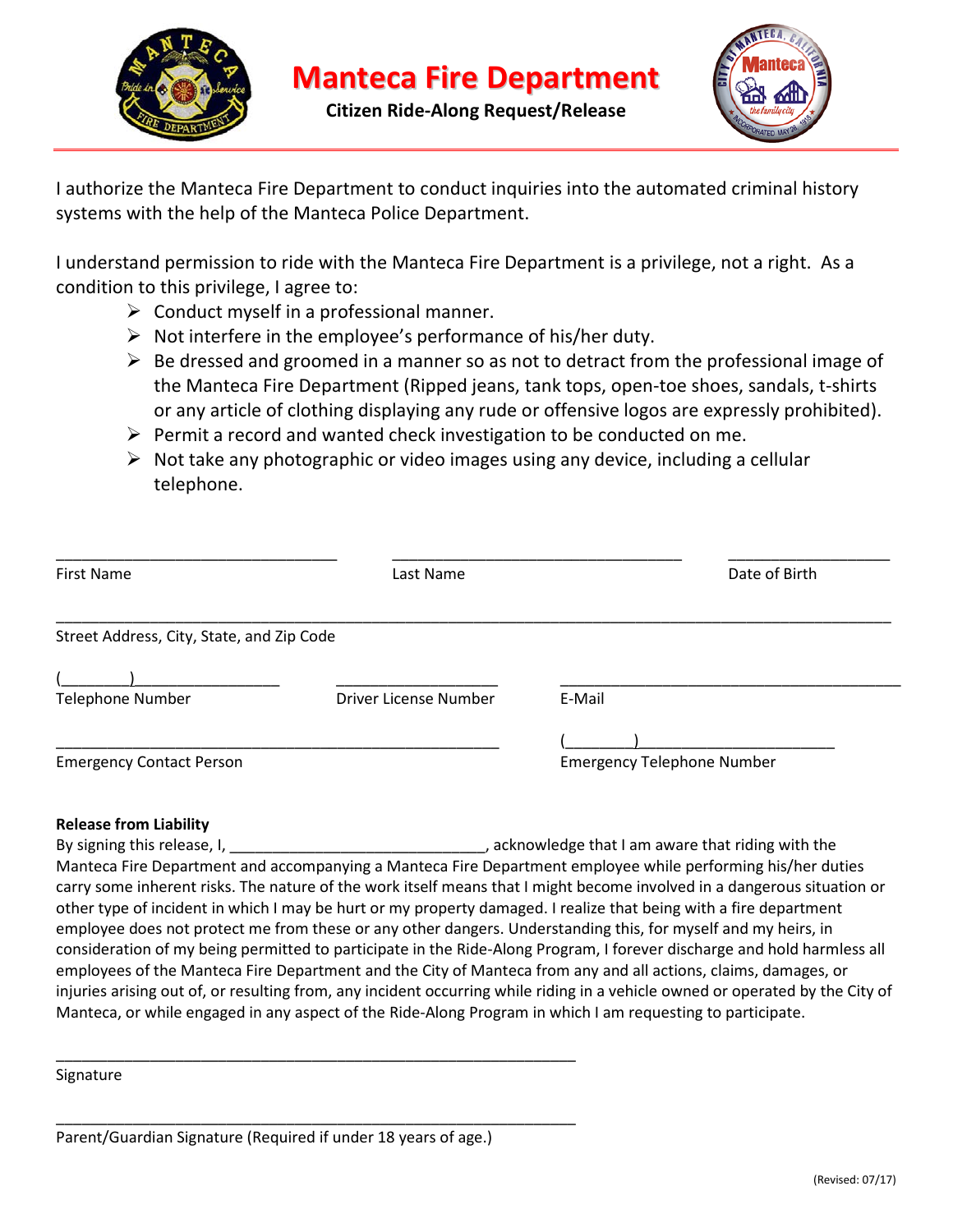# Manteca Fire Department

**Citizen Ride-Along Request/Release**

I authorize the Manteca Fire Department to conduct inquiries into the automated criminal history systems with the help of the Manteca Police Department.

I understand permission to ride with the Manteca Fire Department is a privilege, not a right. As a condition to this privilege, I agree to:

- Conduct myself in a professional manner.
- Not interfere in the employee's performance of his/her duty.
- Be dressed and groomed in a manner so as not to detract from the professional image of the Manteca Fire Department (Ripped jeans, tank tops, open-toe shoes, sandals, t-shirts or any article of clothing displaying any rude or offensive logos are expressly prohibited).
- Permit a record and wanted check investigation to be conducted on me.
- Not take any photographic or video images using any device, including a cellular telephone.

________________________________ ________________________________ __________________

First Name Last Name Date of Birth

______________________________________________________________________________________

Street Address, City, State, and Zip Code

(________)________________ __________________ ________________________________________

Telephone Number Driver License Number E-Mail

__________________________________________________ (________)______________________

Emergency Contact Person Emergency Telephone Number

**Release from Liability**

By signing this release, I, ______________________________, acknowledge that I am aware that riding with the Manteca Fire Department and accompanying a Manteca Fire Department employee while performing his/her duties carry some inherent risks. The nature of the work itself means that I might become involved in a dangerous situation or other type of incident in which I may be hurt or my property damaged. I realize that being with a fire department employee does not protect me from these or any other dangers. Understanding this, for myself and my heirs, in consideration of my being permitted to participate in the Ride-Along Program, I forever discharge and hold harmless all employees of the Manteca Fire Department and the City of Manteca from any and all actions, claims, damages, or injuries arising out of, or resulting from, any incident occurring while riding in a vehicle owned or operated by the City of Manteca, or while engaged in any aspect of the Ride-Along Program in which I am requesting to participate.

____________________________________________________________

Signature

____________________________________________________________

Parent/Guardian Signature (Required if under 18 years of age.)

(Revised: 07/17)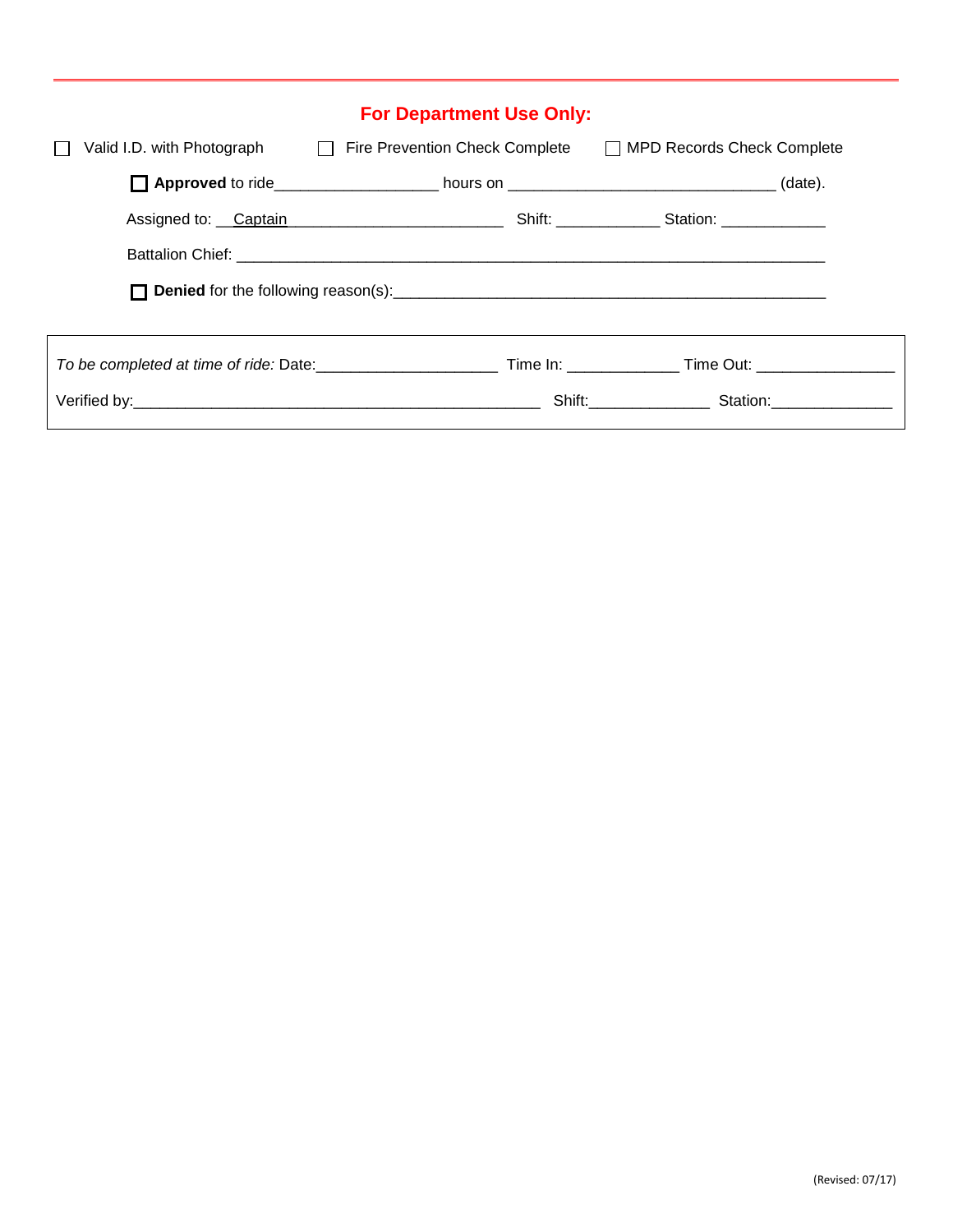## For Department Use Only:

☐ Valid I.D. with Photograph ☐ Fire Prevention Check Complete ☐ MPD Records Check Complete

☐ **Approved** to ride__________________ hours on ______________________________ (date).

Assigned to: __Captain________________________ Shift: ___________ Station: ___________

Battalion Chief: ___________________________________________________________________

☐ **Denied** for the following reason(s):________________________________________________

*To be completed at time of ride:* Date:____________________ Time In: ____________ Time Out: _______________

Verified by:_____________________________________________ Shift:_____________ Station:_____________

(Revised: 07/17)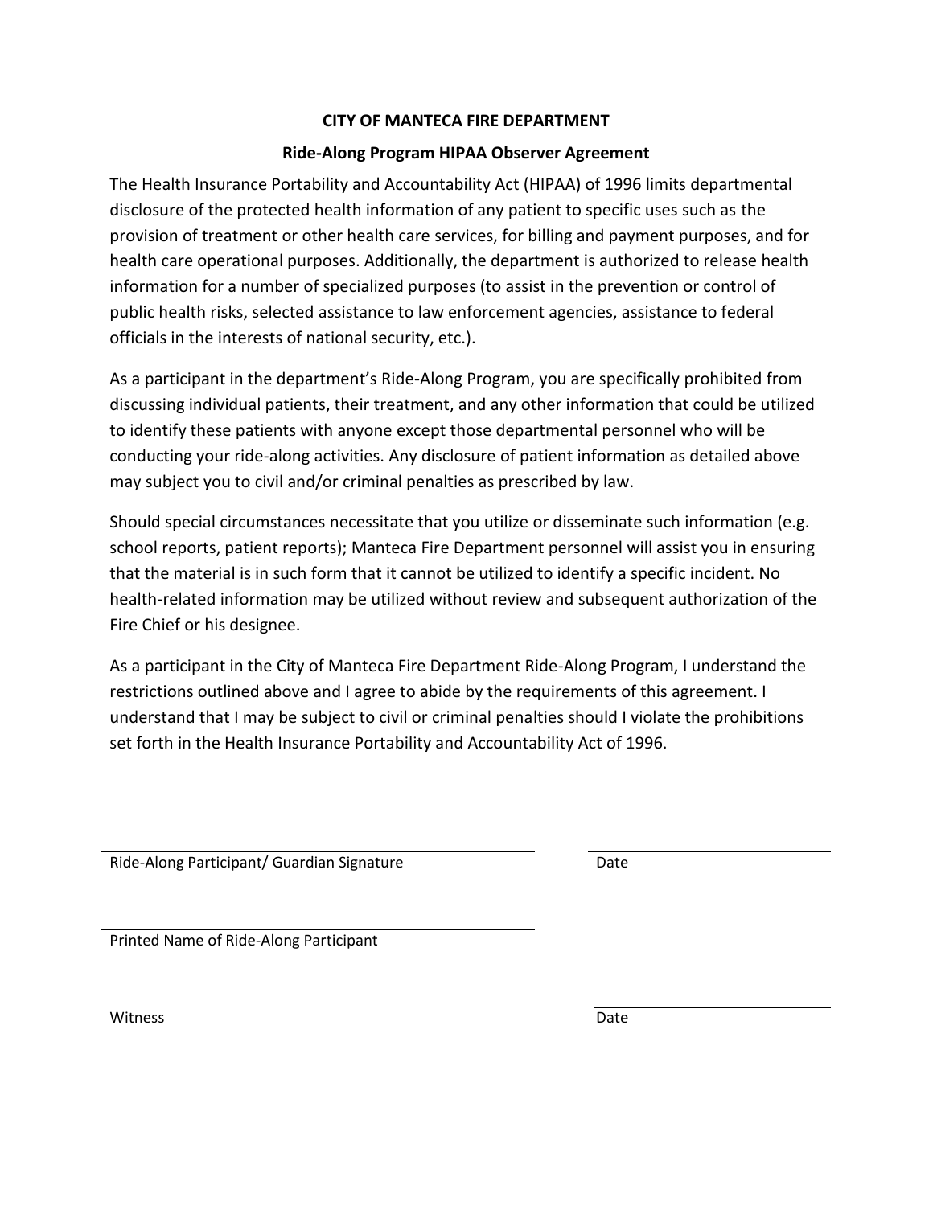**CITY OF MANTECA FIRE DEPARTMENT**

**Ride-Along Program HIPAA Observer Agreement**

The Health Insurance Portability and Accountability Act (HIPAA) of 1996 limits departmental disclosure of the protected health information of any patient to specific uses such as the provision of treatment or other health care services, for billing and payment purposes, and for health care operational purposes. Additionally, the department is authorized to release health information for a number of specialized purposes (to assist in the prevention or control of public health risks, selected assistance to law enforcement agencies, assistance to federal officials in the interests of national security, etc.).

As a participant in the department's Ride-Along Program, you are specifically prohibited from discussing individual patients, their treatment, and any other information that could be utilized to identify these patients with anyone except those departmental personnel who will be conducting your ride-along activities. Any disclosure of patient information as detailed above may subject you to civil and/or criminal penalties as prescribed by law.

Should special circumstances necessitate that you utilize or disseminate such information (e.g. school reports, patient reports); Manteca Fire Department personnel will assist you in ensuring that the material is in such form that it cannot be utilized to identify a specific incident. No health-related information may be utilized without review and subsequent authorization of the Fire Chief or his designee.

As a participant in the City of Manteca Fire Department Ride-Along Program, I understand the restrictions outlined above and I agree to abide by the requirements of this agreement. I understand that I may be subject to civil or criminal penalties should I violate the prohibitions set forth in the Health Insurance Portability and Accountability Act of 1996.

\_\_\_\_\_\_\_\_\_\_\_\_\_\_\_\_\_\_\_\_\_\_\_\_\_\_\_\_\_\_\_\_\_\_\_\_\_\_\_\_ \_\_\_\_\_\_\_\_\_\_\_\_\_\_\_\_\_\_\_\_\_\_\_\_

Ride-Along Participant/ Guardian Signature Date

\_\_\_\_\_\_\_\_\_\_\_\_\_\_\_\_\_\_\_\_\_\_\_\_\_\_\_\_\_\_\_\_\_\_\_\_\_\_\_\_

Printed Name of Ride-Along Participant

\_\_\_\_\_\_\_\_\_\_\_\_\_\_\_\_\_\_\_\_\_\_\_\_\_\_\_\_\_\_\_\_\_\_\_\_\_\_\_\_ \_\_\_\_\_\_\_\_\_\_\_\_\_\_\_\_\_\_\_\_\_\_\_\_

Witness Date